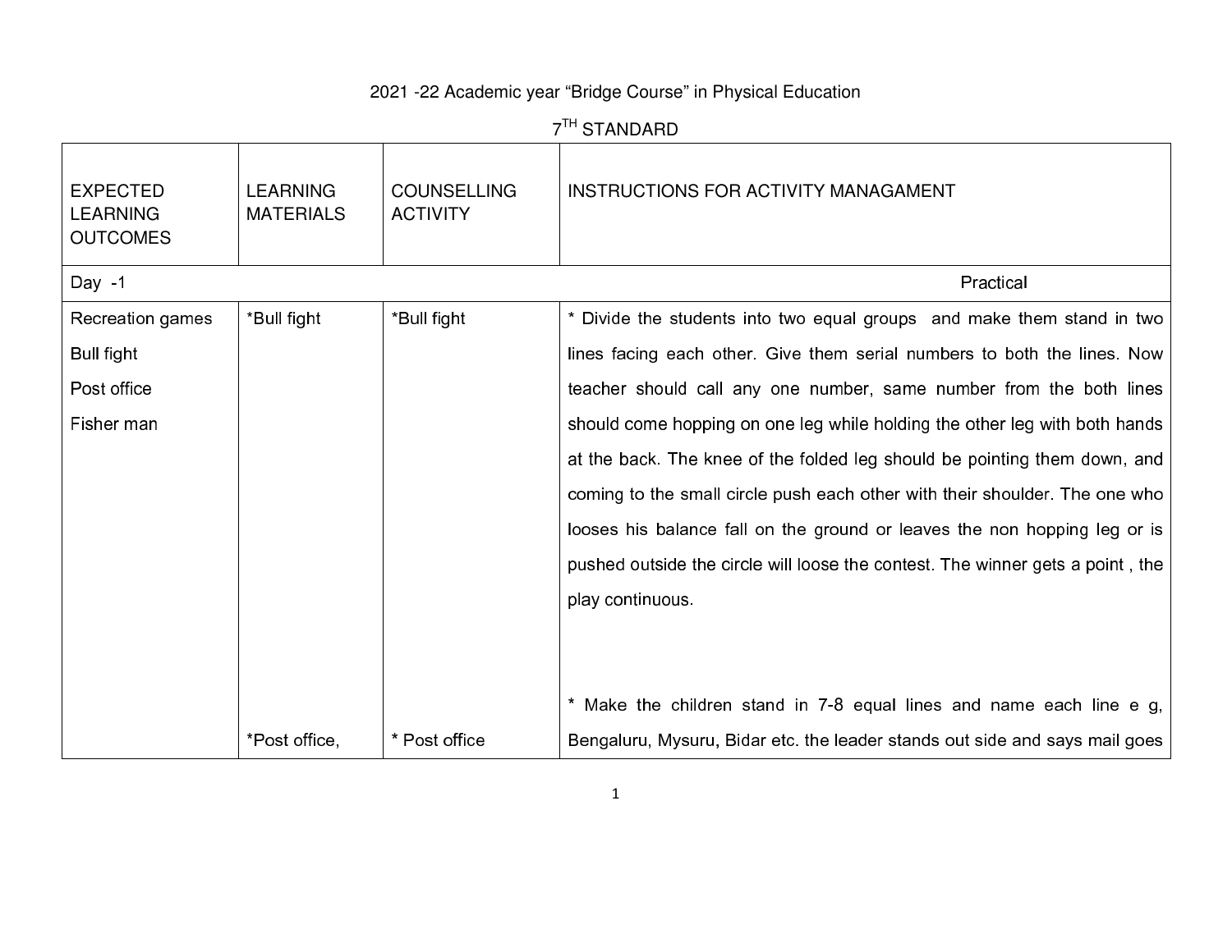2021 -22 Academic year "Bridge Course" in Physical Education

7TH STANDARD

| EXPECTED LEARNING OUTCOMES | LEARNING MATERIALS | COUNSELLING ACTIVITY | INSTRUCTIONS FOR ACTIVITY MANAGAMENT |
|---|---|---|---|
| Day -1 | | | Practical |
| Recreation games<br>Bull fight<br>Post office<br>Fisher man | *Bull fight<br><br><br><br><br><br><br><br><br><br>*Post office, | *Bull fight<br><br><br><br><br><br><br><br><br><br>* Post office | * Divide the students into two equal groups and make them stand in two lines facing each other. Give them serial numbers to both the lines. Now teacher should call any one number, same number from the both lines should come hopping on one leg while holding the other leg with both hands at the back. The knee of the folded leg should be pointing them down, and coming to the small circle push each other with their shoulder. The one who looses his balance fall on the ground or leaves the non hopping leg or is pushed outside the circle will loose the contest. The winner gets a point , the play continuous.<br><br>* Make the children stand in 7-8 equal lines and name each line e g, Bengaluru, Mysuru, Bidar etc. the leader stands out side and says mail goes |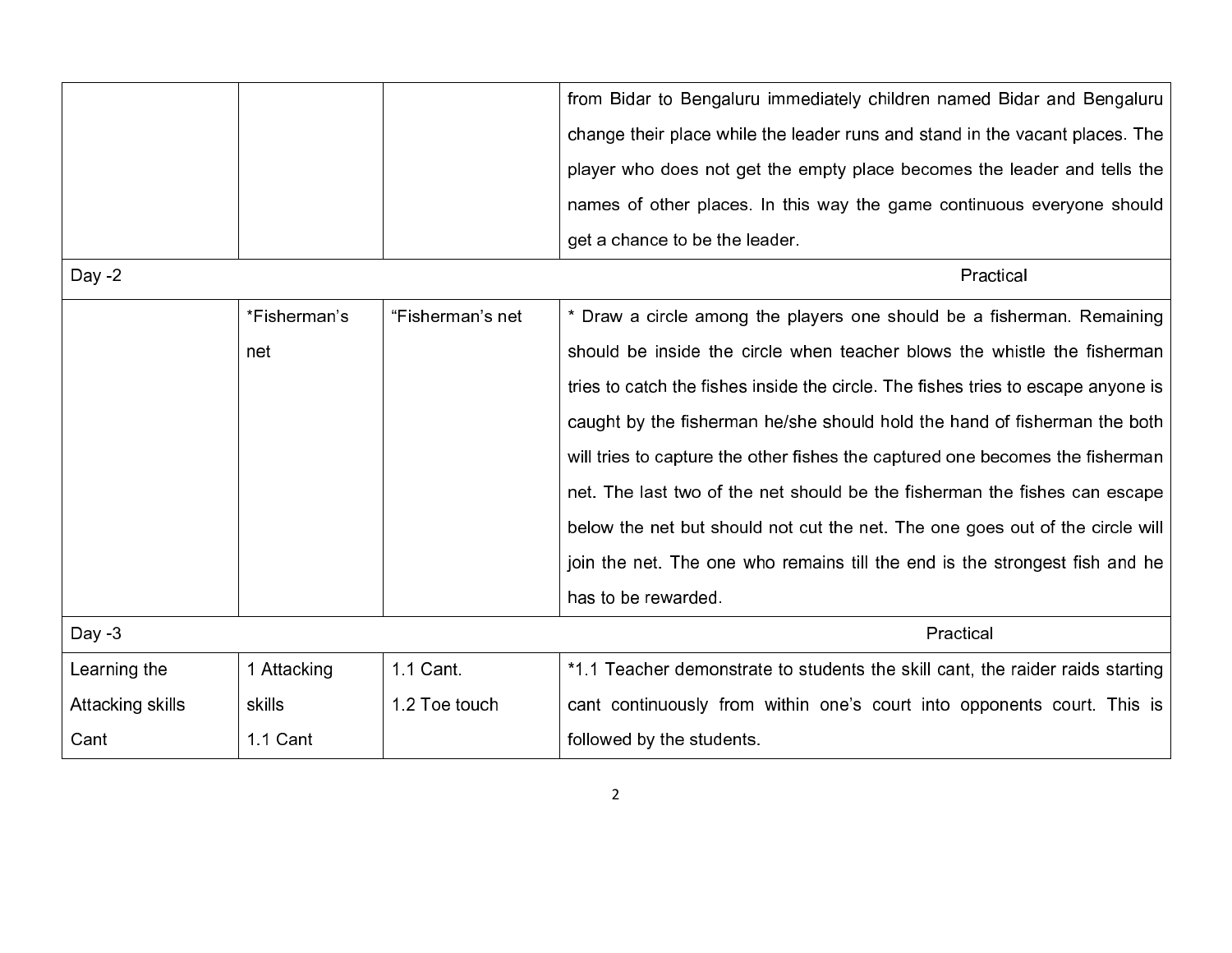| | | | |
|---|---|---|---|
| | | | from Bidar to Bengaluru immediately children named Bidar and Bengaluru change their place while the leader runs and stand in the vacant places. The player who does not get the empty place becomes the leader and tells the names of other places. In this way the game continuous everyone should get a chance to be the leader. |
| Day -2 | | | Practical |
| | *Fisherman's net | "Fisherman's net | * Draw a circle among the players one should be a fisherman. Remaining should be inside the circle when teacher blows the whistle the fisherman tries to catch the fishes inside the circle. The fishes tries to escape anyone is caught by the fisherman he/she should hold the hand of fisherman the both will tries to capture the other fishes the captured one becomes the fisherman net. The last two of the net should be the fisherman the fishes can escape below the net but should not cut the net. The one goes out of the circle will join the net. The one who remains till the end is the strongest fish and he has to be rewarded. |
| Day -3 | | | Practical |
| Learning the Attacking skills Cant | 1 Attacking skills 1.1 Cant | 1.1 Cant. 1.2 Toe touch | *1.1 Teacher demonstrate to students the skill cant, the raider raids starting cant continuously from within one's court into opponents court. This is followed by the students. |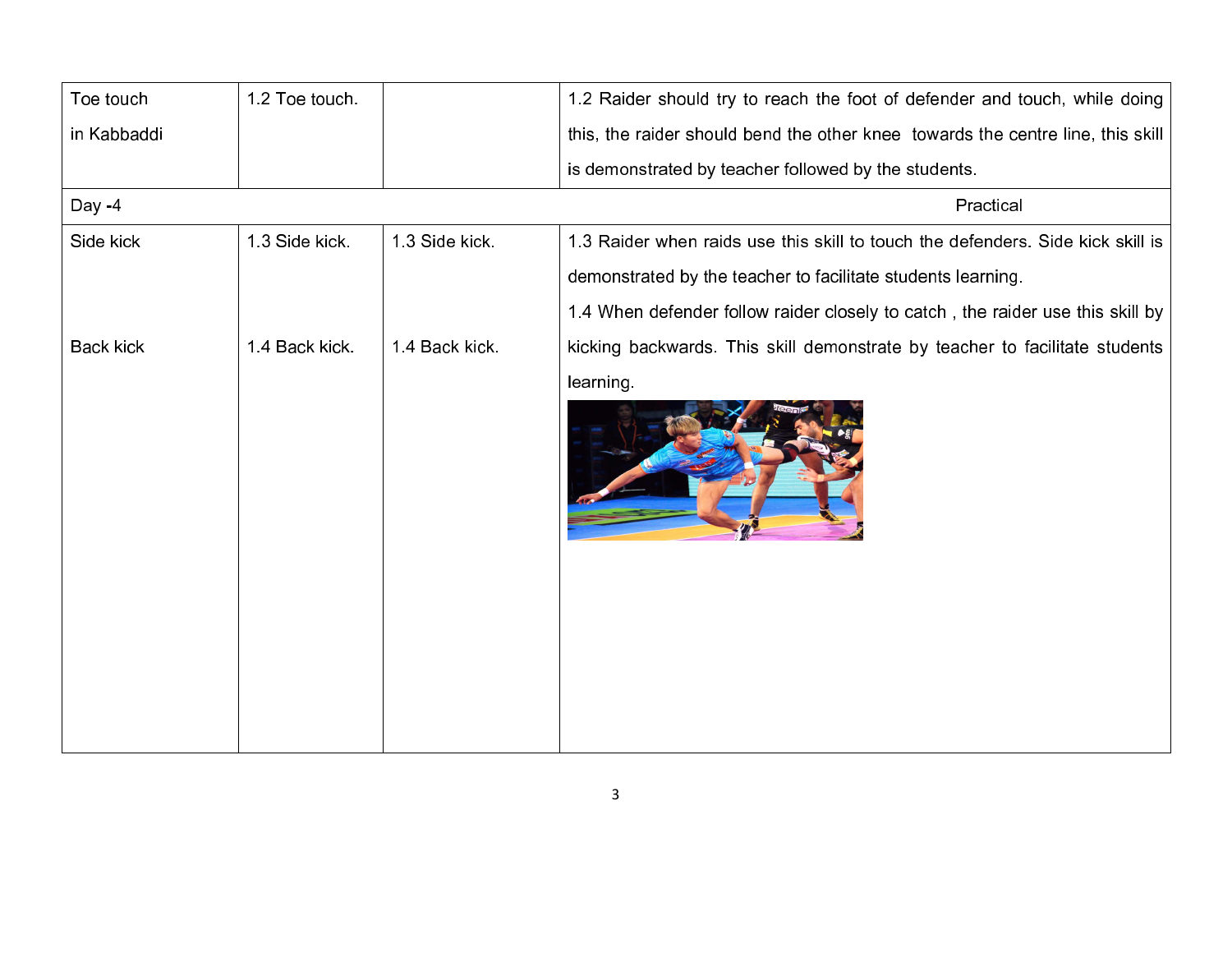| | | | |
|---|---|---|---|
| Toe touch in Kabbaddi | 1.2 Toe touch. | | 1.2 Raider should try to reach the foot of defender and touch, while doing this, the raider should bend the other knee towards the centre line, this skill is demonstrated by teacher followed by the students. |
| Day -4 | | | Practical |
| Side kick | 1.3 Side kick. | 1.3 Side kick. | 1.3 Raider when raids use this skill to touch the defenders. Side kick skill is demonstrated by the teacher to facilitate students learning. |
| Back kick | 1.4 Back kick. | 1.4 Back kick. | 1.4 When defender follow raider closely to catch , the raider use this skill by kicking backwards. This skill demonstrate by teacher to facilitate students learning. |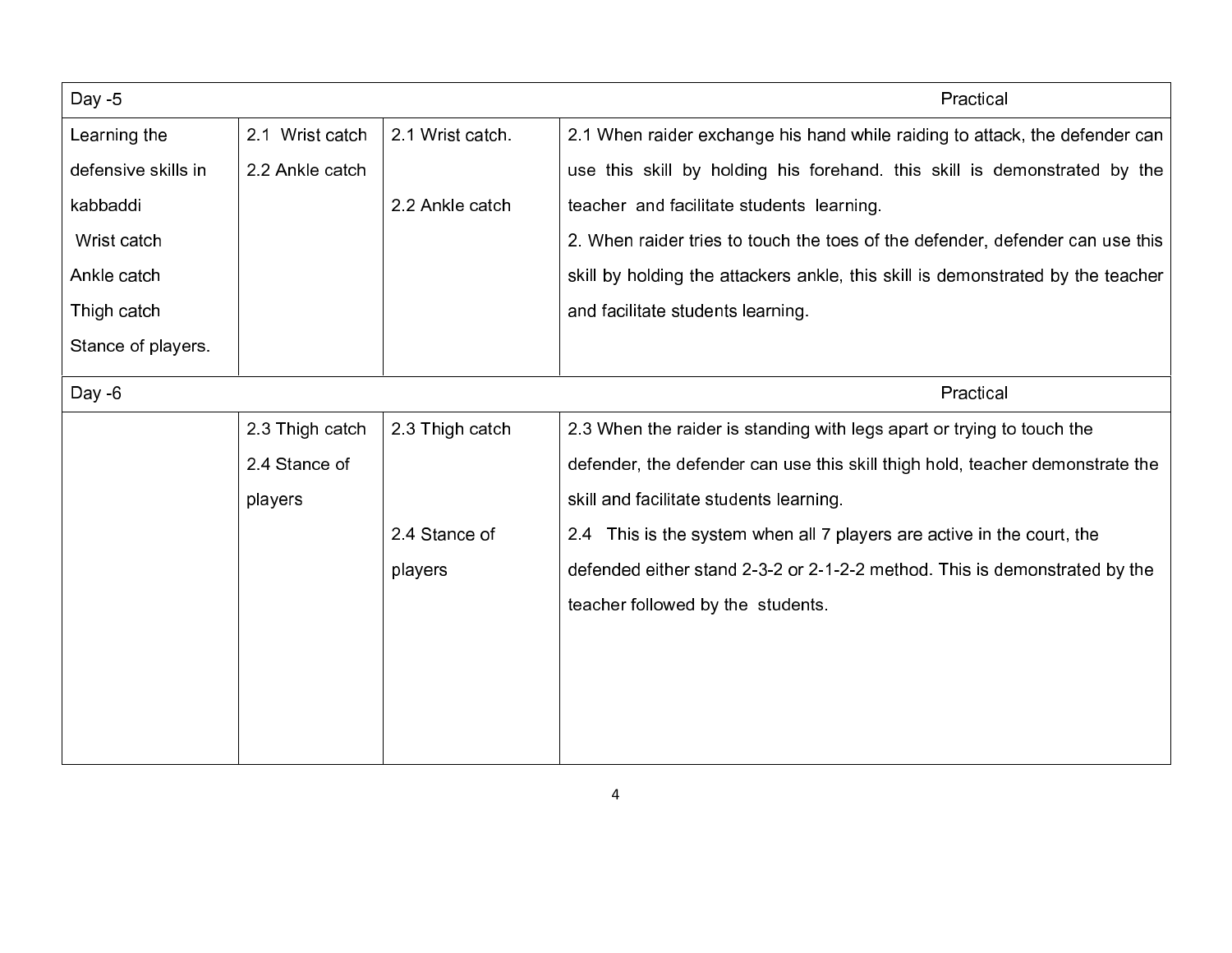| Day -5 | | | Practical |
|---|---|---|---|
| Learning the defensive skills in kabbaddi<br>Wrist catch<br>Ankle catch<br>Thigh catch<br>Stance of players. | 2.1 Wrist catch<br>2.2 Ankle catch | 2.1 Wrist catch.<br><br>2.2 Ankle catch | 2.1 When raider exchange his hand while raiding to attack, the defender can use this skill by holding his forehand. this skill is demonstrated by the teacher and facilitate students learning.<br>2. When raider tries to touch the toes of the defender, defender can use this skill by holding the attackers ankle, this skill is demonstrated by the teacher and facilitate students learning. |
| **Day -6** | | | **Practical** |
| | 2.3 Thigh catch<br>2.4 Stance of players | 2.3 Thigh catch<br><br>2.4 Stance of players | 2.3 When the raider is standing with legs apart or trying to touch the defender, the defender can use this skill thigh hold, teacher demonstrate the skill and facilitate students learning.<br>2.4 This is the system when all 7 players are active in the court, the defended either stand 2-3-2 or 2-1-2-2 method. This is demonstrated by the teacher followed by the students. |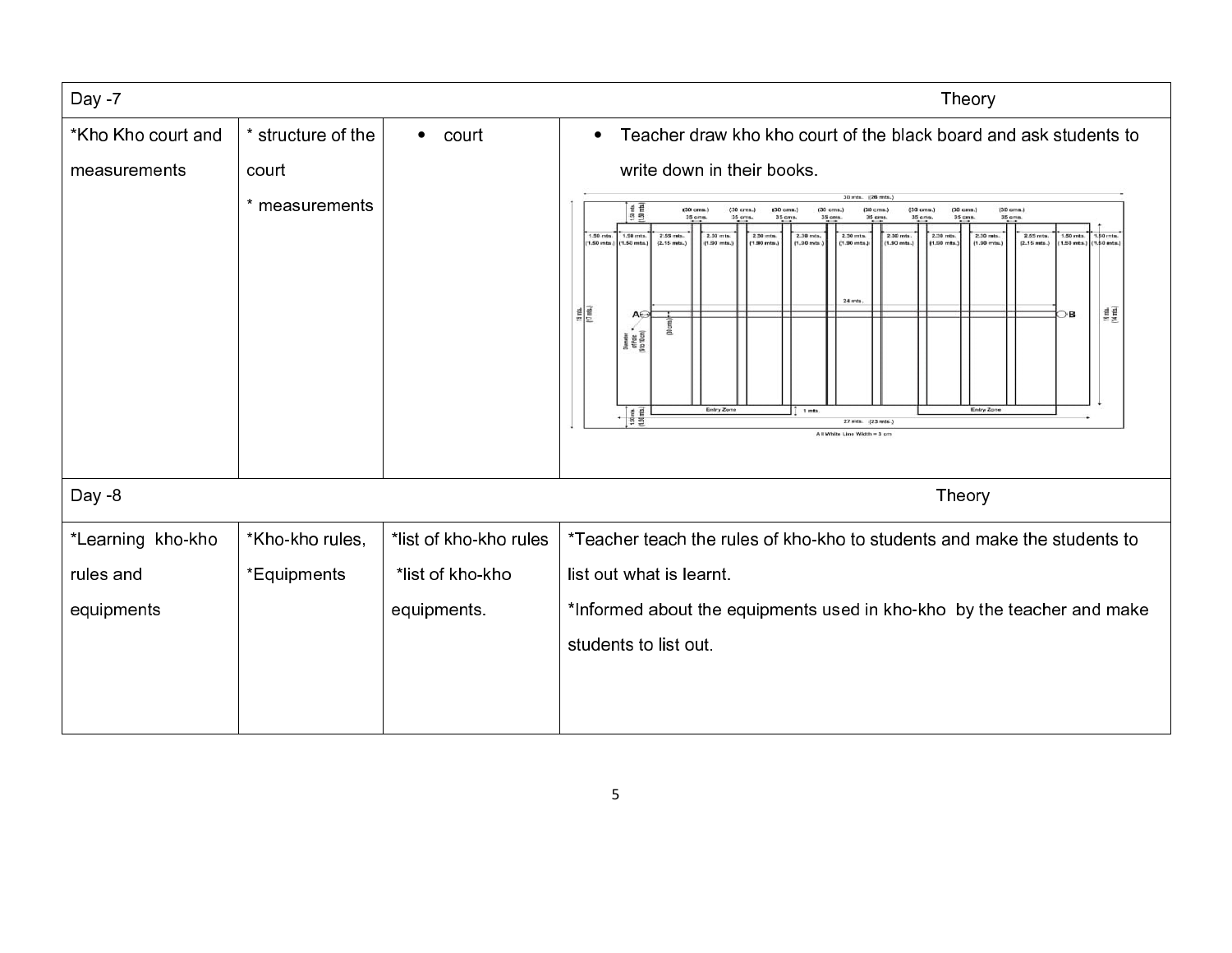| Day -7 | | | Theory |
|---|---|---|---|
| *Kho Kho court and measurements | * structure of the court<br>* measurements | • court | • Teacher draw kho kho court of the black board and ask students to write down in their books. |
| Day -8 | | | Theory |
| *Learning kho-kho rules and equipments | *Kho-kho rules,<br>*Equipments | *list of kho-kho rules<br>*list of kho-kho equipments. | *Teacher teach the rules of kho-kho to students and make the students to list out what is learnt.<br>*Informed about the equipments used in kho-kho by the teacher and make students to list out. |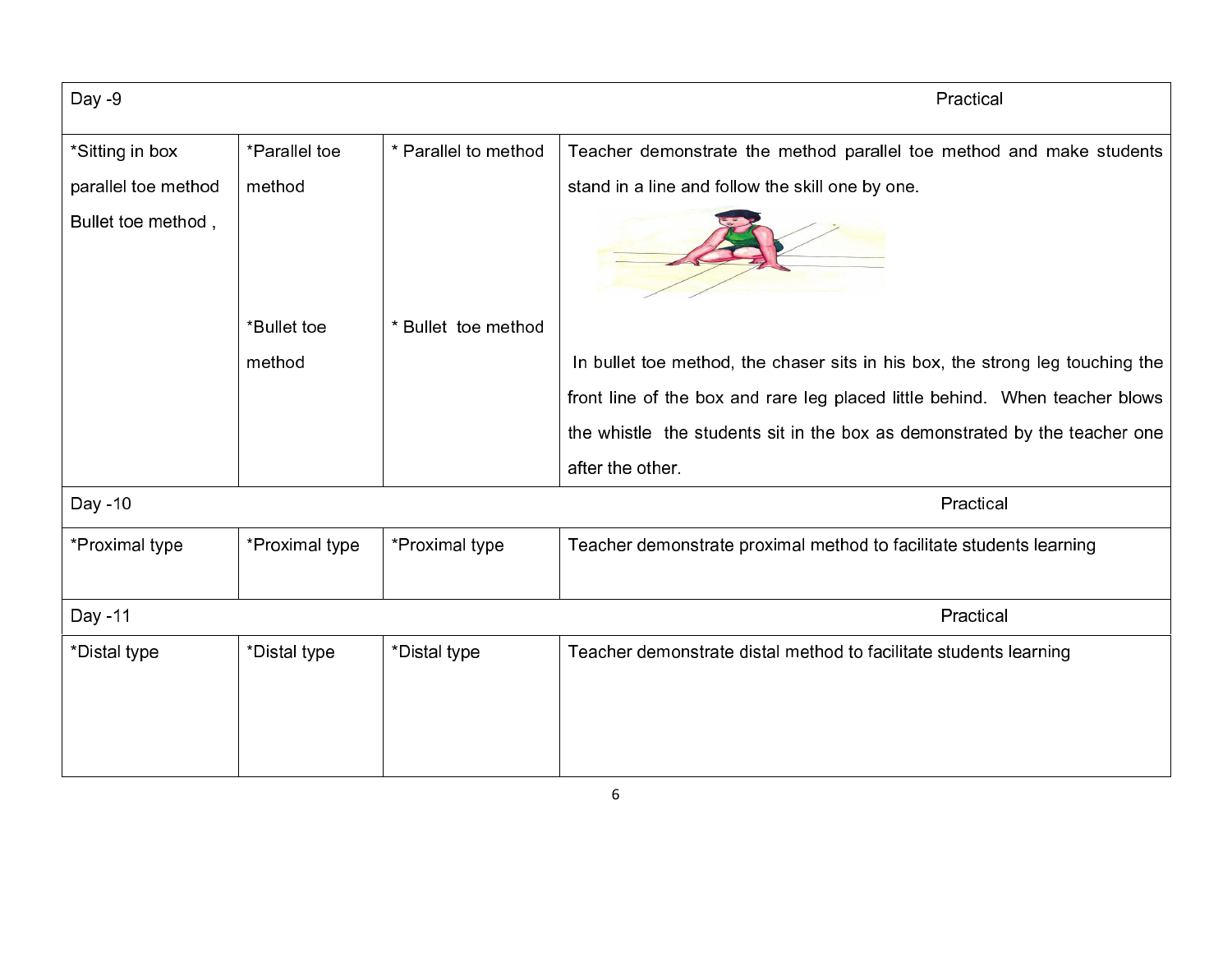| Day -9 | | | Practical |
|---|---|---|---|
| *Sitting in box parallel toe method Bullet toe method , | *Parallel toe method<br><br>*Bullet toe method | * Parallel to method<br><br>* Bullet toe method | Teacher demonstrate the method parallel toe method and make students stand in a line and follow the skill one by one.<br><br>In bullet toe method, the chaser sits in his box, the strong leg touching the front line of the box and rare leg placed little behind. When teacher blows the whistle the students sit in the box as demonstrated by the teacher one after the other. |
| **Day -10** | | | **Practical** |
| *Proximal type | *Proximal type | *Proximal type | Teacher demonstrate proximal method to facilitate students learning |
| **Day -11** | | | **Practical** |
| *Distal type | *Distal type | *Distal type | Teacher demonstrate distal method to facilitate students learning |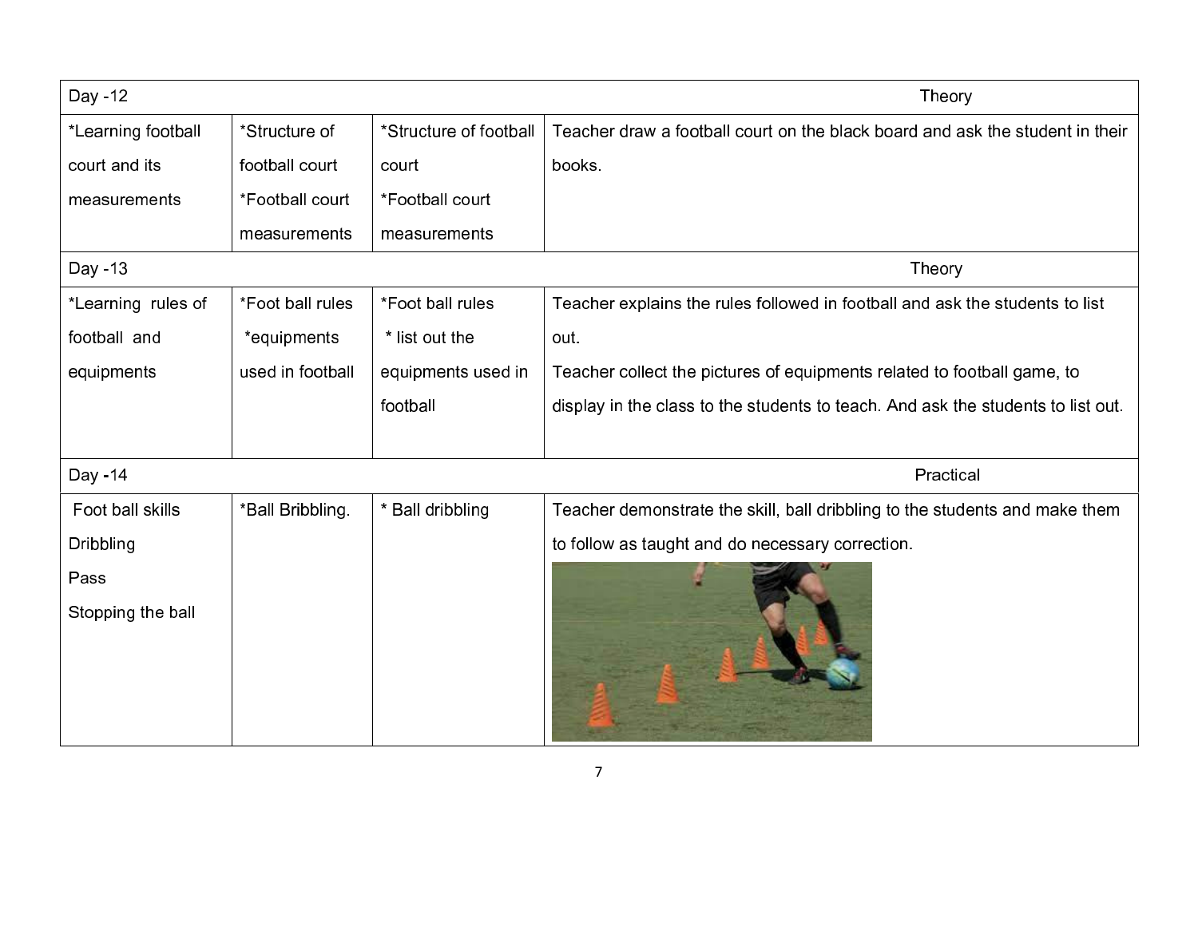| Day -12 | | | Theory |
|---|---|---|---|
| *Learning football court and its measurements | *Structure of football court *Football court measurements | *Structure of football court *Football court measurements | Teacher draw a football court on the black board and ask the student in their books. |
| Day -13 | | | Theory |
| *Learning rules of football and equipments | *Foot ball rules *equipments used in football | *Foot ball rules * list out the equipments used in football | Teacher explains the rules followed in football and ask the students to list out. Teacher collect the pictures of equipments related to football game, to display in the class to the students to teach. And ask the students to list out. |
| Day -14 | | | Practical |
| Foot ball skills Dribbling Pass Stopping the ball | *Ball Bribbling. | * Ball dribbling | Teacher demonstrate the skill, ball dribbling to the students and make them to follow as taught and do necessary correction. |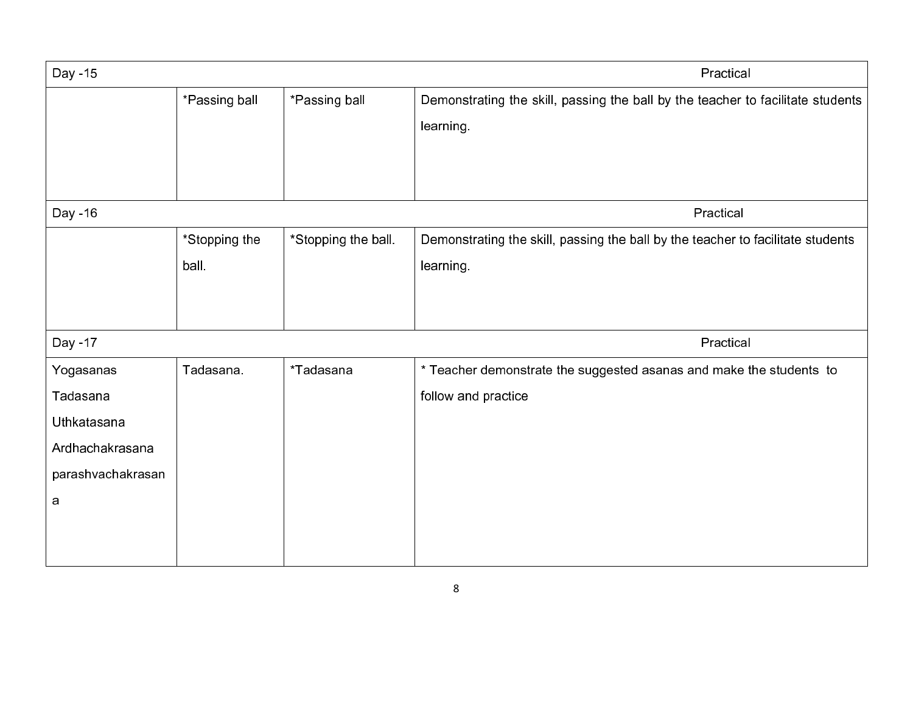| Day -15 | | | Practical |
|---|---|---|---|
| | *Passing ball | *Passing ball | Demonstrating the skill, passing the ball by the teacher to facilitate students learning. |
| Day -16 | | | Practical |
| | *Stopping the ball. | *Stopping the ball. | Demonstrating the skill, passing the ball by the teacher to facilitate students learning. |
| Day -17 | | | Practical |
| Yogasanas<br>Tadasana<br>Uthkatasana<br>Ardhachakrasana<br>parashvachakrasana | Tadasana. | *Tadasana | * Teacher demonstrate the suggested asanas and make the students to follow and practice |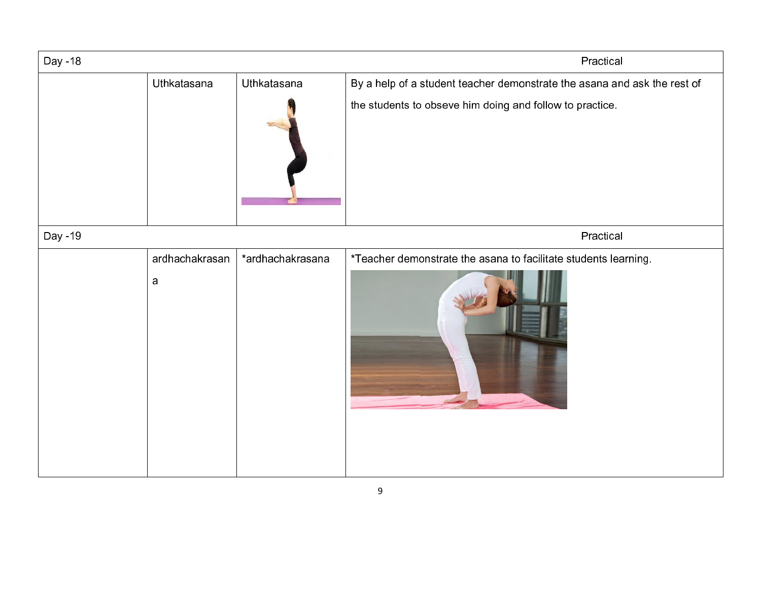| Day -18 | | | Practical |
|---|---|---|---|
| | Uthkatasana | Uthkatasana | By a help of a student teacher demonstrate the asana and ask the rest of the students to obseve him doing and follow to practice. |
| **Day -19** | | | **Practical** |
| | ardhachakrasana | *ardhachakrasana | *Teacher demonstrate the asana to facilitate students learning. |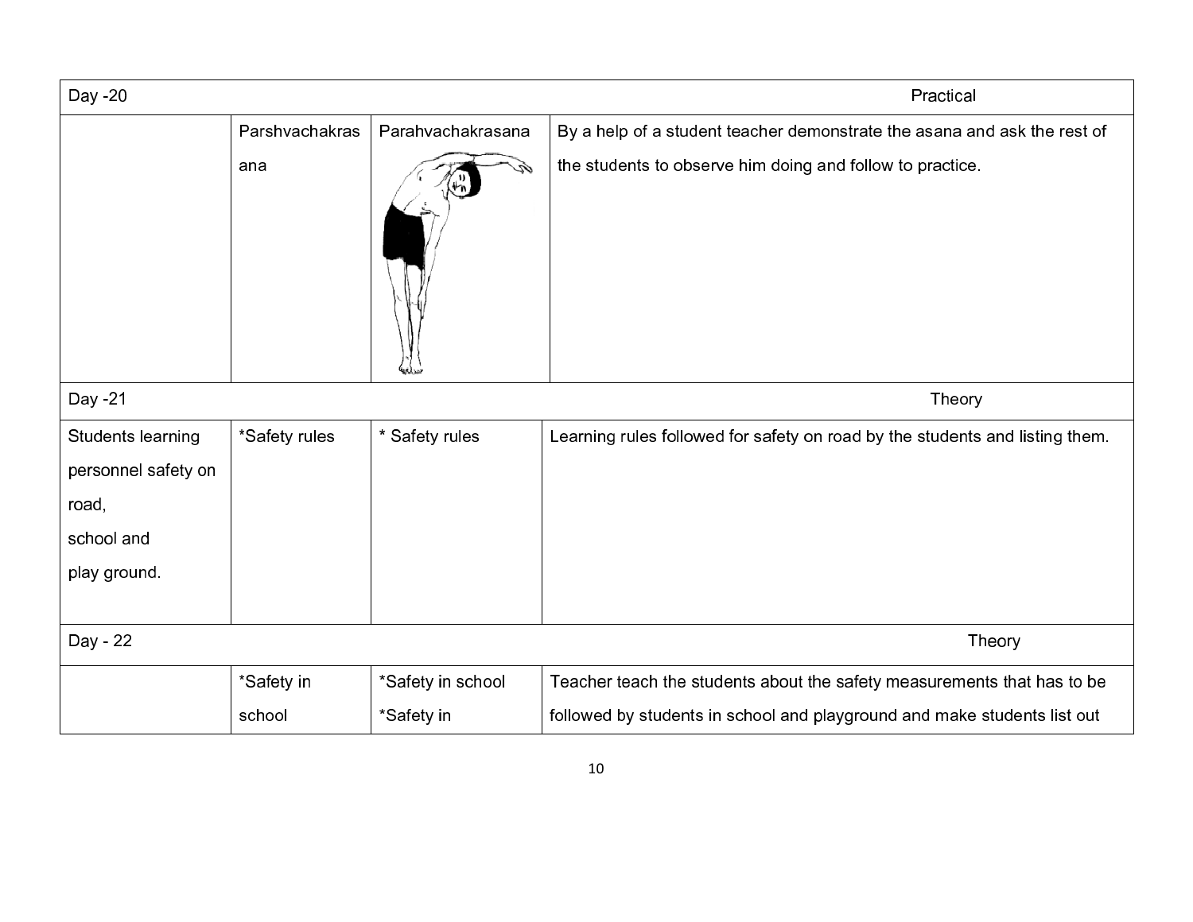| Day -20 | | | Practical |
|---|---|---|---|
| | Parshvachakrasana | Parahvachakrasana | By a help of a student teacher demonstrate the asana and ask the rest of the students to observe him doing and follow to practice. |
| Day -21 | | | Theory |
| Students learning personnel safety on road, school and play ground. | *Safety rules | * Safety rules | Learning rules followed for safety on road by the students and listing them. |
| Day - 22 | | | Theory |
| | *Safety in school | *Safety in school *Safety in | Teacher teach the students about the safety measurements that has to be followed by students in school and playground and make students list out |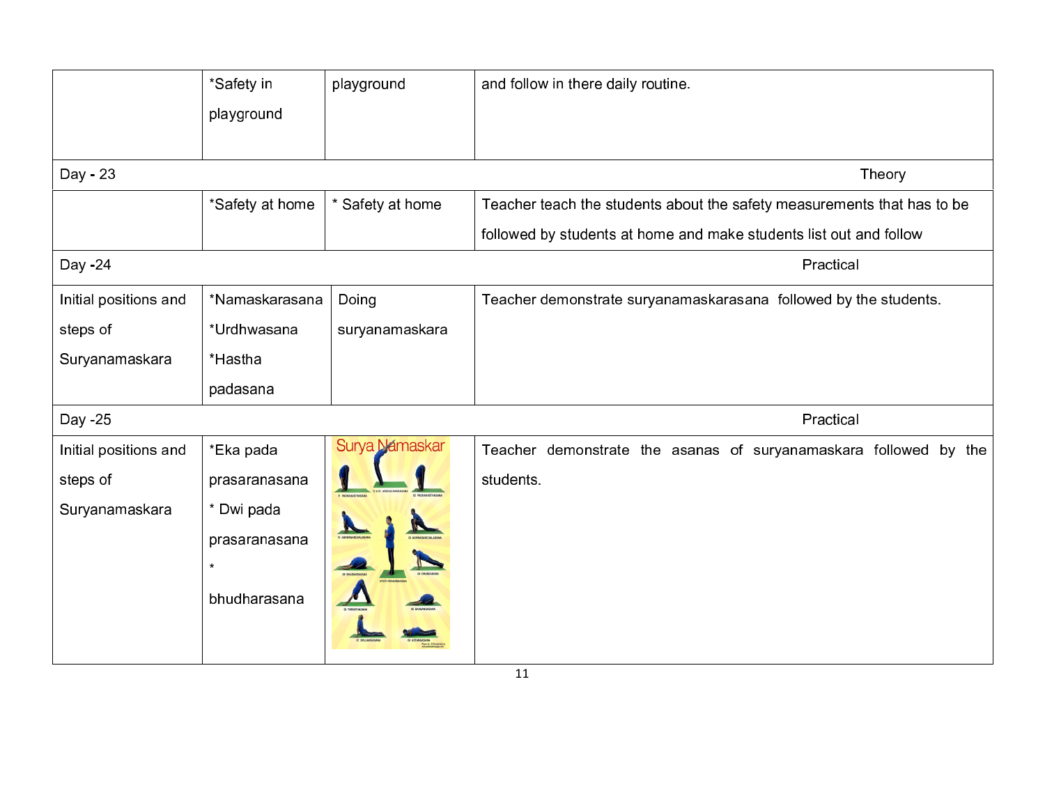| | | | |
|---|---|---|---|
| | *Safety in playground | playground | and follow in there daily routine. |
| Day - 23 | | | Theory |
| | *Safety at home | * Safety at home | Teacher teach the students about the safety measurements that has to be followed by students at home and make students list out and follow |
| Day -24 | | | Practical |
| Initial positions and steps of Suryanamaskara | *Namaskarasana *Urdhwasana *Hastha padasana | Doing suryanamaskara | Teacher demonstrate suryanamaskarasana followed by the students. |
| Day -25 | | | Practical |
| Initial positions and steps of Suryanamaskara | *Eka pada prasaranasana * Dwi pada prasaranasana * bhudharasana | Surya Namaskar | Teacher demonstrate the asanas of suryanamaskara followed by the students. |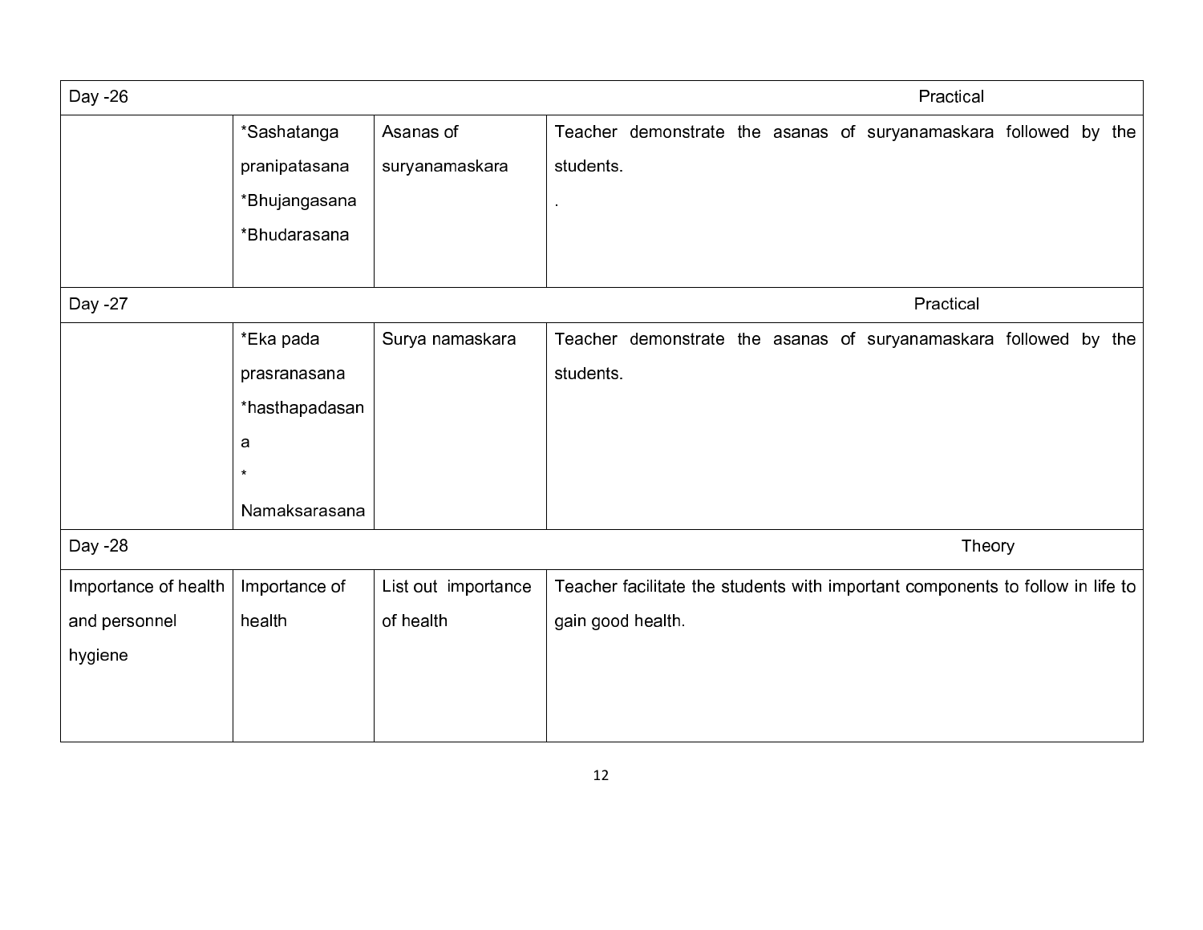| Day -26 | | | Practical |
|---|---|---|---|
| | *Sashatanga pranipatasana *Bhujangasana *Bhudarasana | Asanas of suryanamaskara | Teacher demonstrate the asanas of suryanamaskara followed by the students. . |
| Day -27 | | | Practical |
| | *Eka pada prasranasana *hasthapadasana * Namaksarasana | Surya namaskara | Teacher demonstrate the asanas of suryanamaskara followed by the students. |
| Day -28 | | | Theory |
| Importance of health and personnel hygiene | Importance of health | List out importance of health | Teacher facilitate the students with important components to follow in life to gain good health. |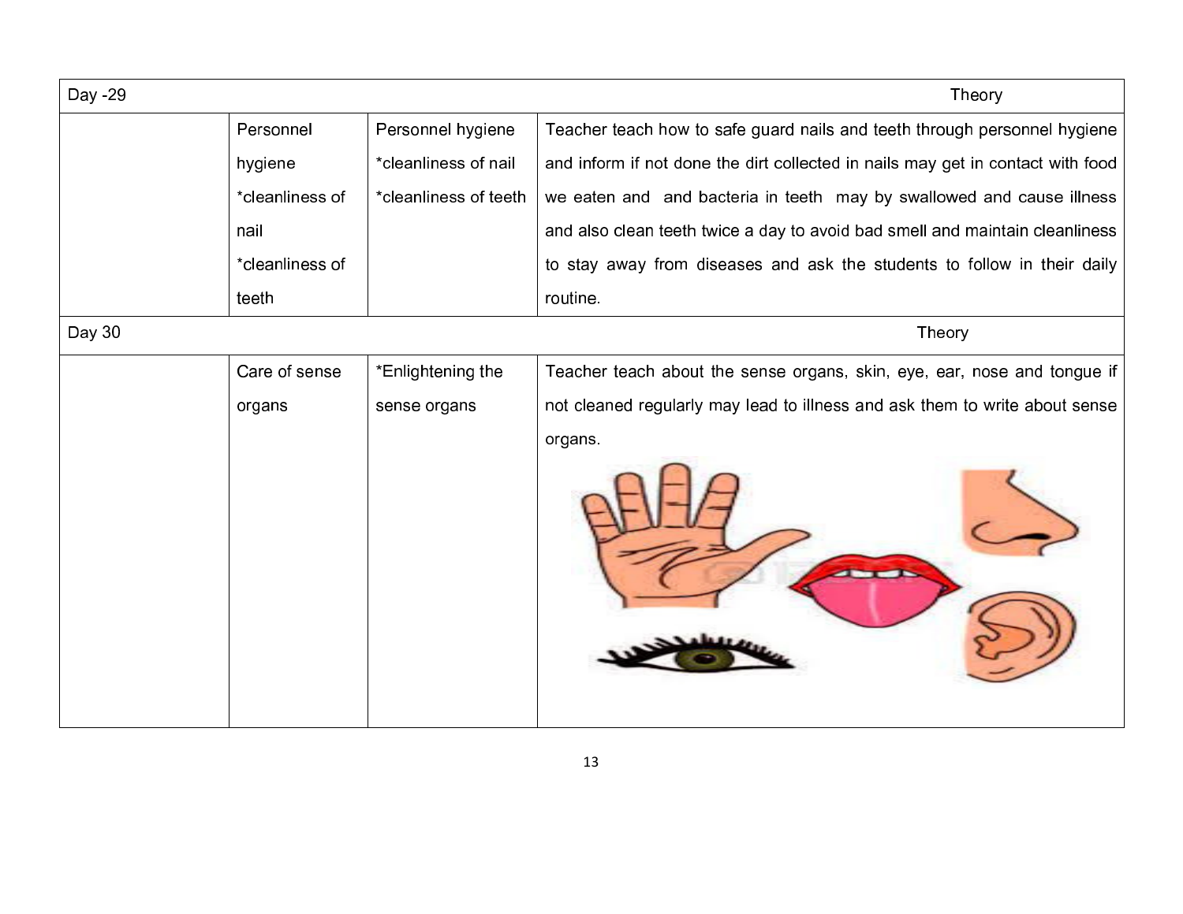| | | | |
|---|---|---|---|
| Day -29 | | | Theory |
| | Personnel hygiene *cleanliness of nail *cleanliness of teeth | Personnel hygiene *cleanliness of nail *cleanliness of teeth | Teacher teach how to safe guard nails and teeth through personnel hygiene and inform if not done the dirt collected in nails may get in contact with food we eaten and and bacteria in teeth may by swallowed and cause illness and also clean teeth twice a day to avoid bad smell and maintain cleanliness to stay away from diseases and ask the students to follow in their daily routine. |
| Day 30 | | | Theory |
| | Care of sense organs | *Enlightening the sense organs | Teacher teach about the sense organs, skin, eye, ear, nose and tongue if not cleaned regularly may lead to illness and ask them to write about sense organs. |